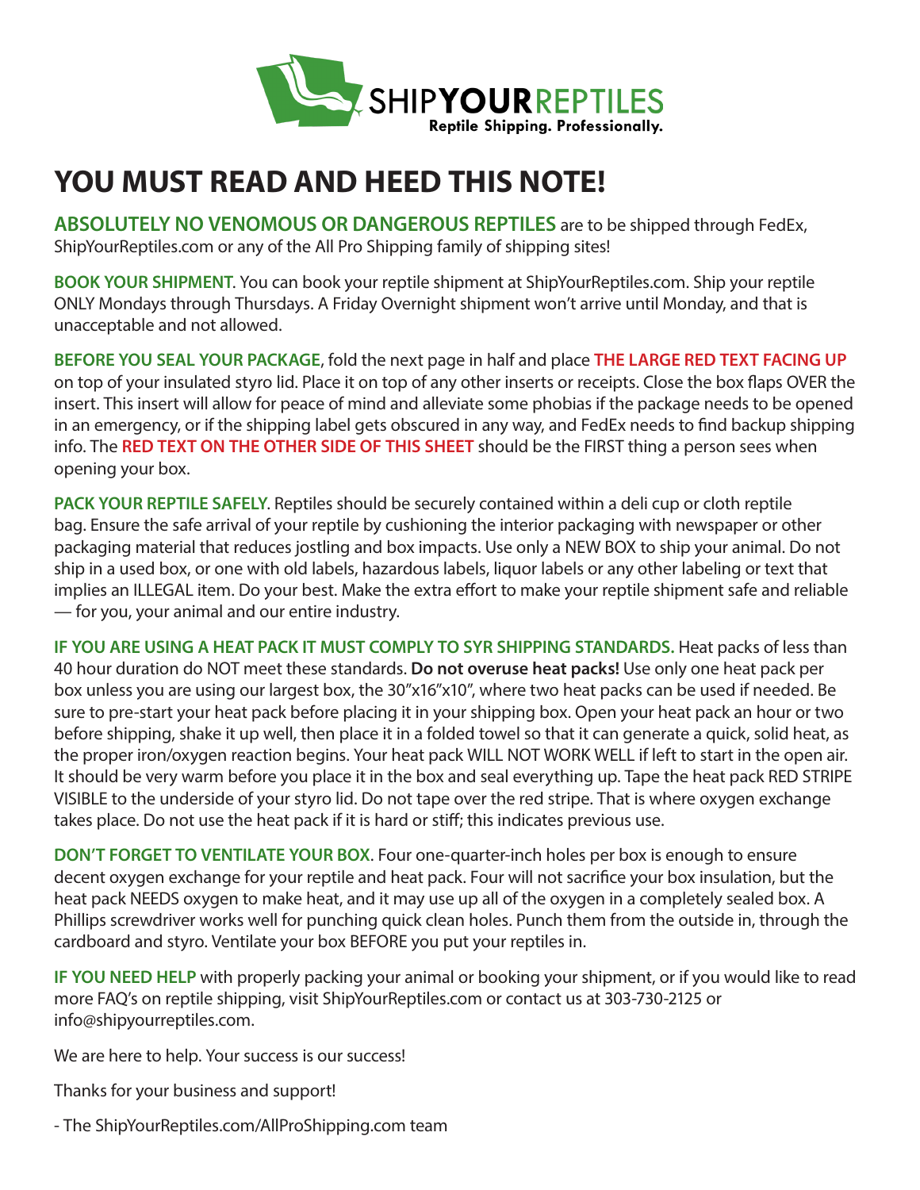SHIPYOURREPTILES
Reptile Shipping. Professionally.

# YOU MUST READ AND HEED THIS NOTE!

**ABSOLUTELY NO VENOMOUS OR DANGEROUS REPTILES** are to be shipped through FedEx, ShipYourReptiles.com or any of the All Pro Shipping family of shipping sites!

**BOOK YOUR SHIPMENT.** You can book your reptile shipment at ShipYourReptiles.com. Ship your reptile ONLY Mondays through Thursdays. A Friday Overnight shipment won't arrive until Monday, and that is unacceptable and not allowed.

**BEFORE YOU SEAL YOUR PACKAGE**, fold the next page in half and place **THE LARGE RED TEXT FACING UP** on top of your insulated styro lid. Place it on top of any other inserts or receipts. Close the box flaps OVER the insert. This insert will allow for peace of mind and alleviate some phobias if the package needs to be opened in an emergency, or if the shipping label gets obscured in any way, and FedEx needs to find backup shipping info. The **RED TEXT ON THE OTHER SIDE OF THIS SHEET** should be the FIRST thing a person sees when opening your box.

**PACK YOUR REPTILE SAFELY.** Reptiles should be securely contained within a deli cup or cloth reptile bag. Ensure the safe arrival of your reptile by cushioning the interior packaging with newspaper or other packaging material that reduces jostling and box impacts. Use only a NEW BOX to ship your animal. Do not ship in a used box, or one with old labels, hazardous labels, liquor labels or any other labeling or text that implies an ILLEGAL item. Do your best. Make the extra effort to make your reptile shipment safe and reliable — for you, your animal and our entire industry.

**IF YOU ARE USING A HEAT PACK IT MUST COMPLY TO SYR SHIPPING STANDARDS.** Heat packs of less than 40 hour duration do NOT meet these standards. **Do not overuse heat packs!** Use only one heat pack per box unless you are using our largest box, the 30"x16"x10", where two heat packs can be used if needed. Be sure to pre-start your heat pack before placing it in your shipping box. Open your heat pack an hour or two before shipping, shake it up well, then place it in a folded towel so that it can generate a quick, solid heat, as the proper iron/oxygen reaction begins. Your heat pack WILL NOT WORK WELL if left to start in the open air. It should be very warm before you place it in the box and seal everything up. Tape the heat pack RED STRIPE VISIBLE to the underside of your styro lid. Do not tape over the red stripe. That is where oxygen exchange takes place. Do not use the heat pack if it is hard or stiff; this indicates previous use.

**DON'T FORGET TO VENTILATE YOUR BOX.** Four one-quarter-inch holes per box is enough to ensure decent oxygen exchange for your reptile and heat pack. Four will not sacrifice your box insulation, but the heat pack NEEDS oxygen to make heat, and it may use up all of the oxygen in a completely sealed box. A Phillips screwdriver works well for punching quick clean holes. Punch them from the outside in, through the cardboard and styro. Ventilate your box BEFORE you put your reptiles in.

**IF YOU NEED HELP** with properly packing your animal or booking your shipment, or if you would like to read more FAQ's on reptile shipping, visit ShipYourReptiles.com or contact us at 303-730-2125 or info@shipyourreptiles.com.

We are here to help. Your success is our success!

Thanks for your business and support!

- The ShipYourReptiles.com/AllProShipping.com team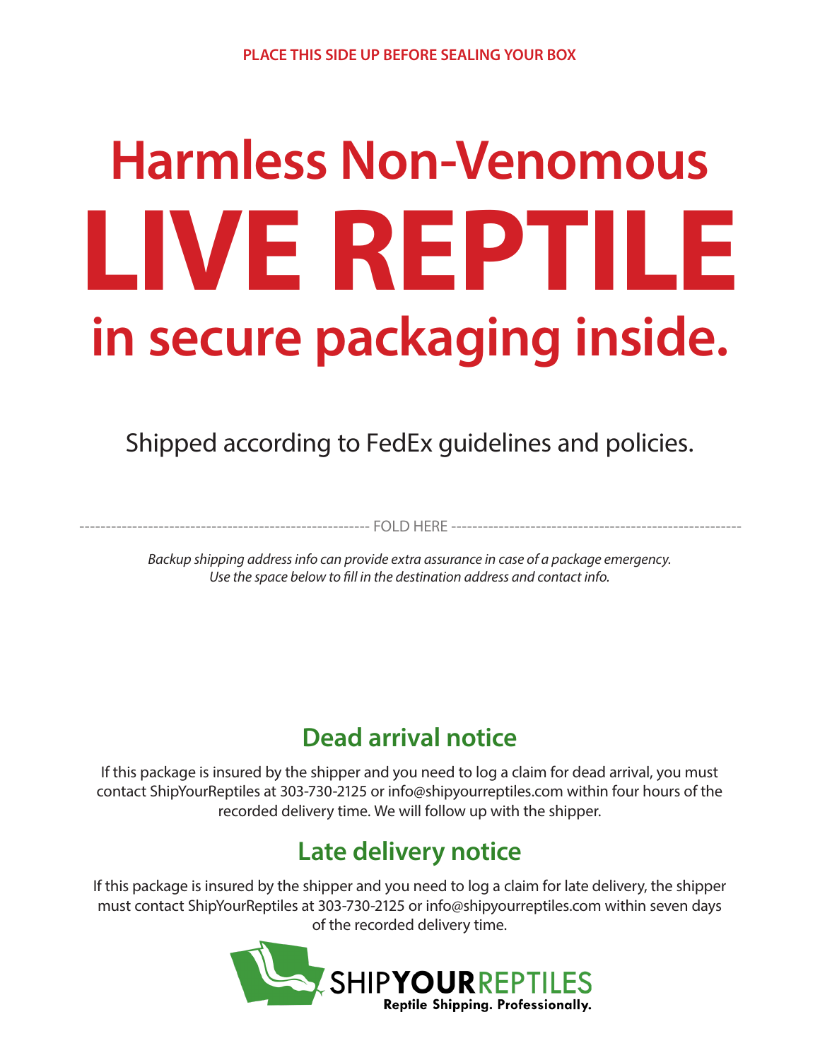**PLACE THIS SIDE UP BEFORE SEALING YOUR BOX**

# Harmless Non-Venomous

# LIVE REPTILE

# in secure packaging inside.

Shipped according to FedEx guidelines and policies.

------------------------------------------------------ FOLD HERE ------------------------------------------------------

*Backup shipping address info can provide extra assurance in case of a package emergency.*
*Use the space below to fill in the destination address and contact info.*

## Dead arrival notice

If this package is insured by the shipper and you need to log a claim for dead arrival, you must contact ShipYourReptiles at 303-730-2125 or info@shipyourreptiles.com within four hours of the recorded delivery time. We will follow up with the shipper.

## Late delivery notice

If this package is insured by the shipper and you need to log a claim for late delivery, the shipper must contact ShipYourReptiles at 303-730-2125 or info@shipyourreptiles.com within seven days of the recorded delivery time.

SHIPYOURREPTILES
**Reptile Shipping. Professionally.**